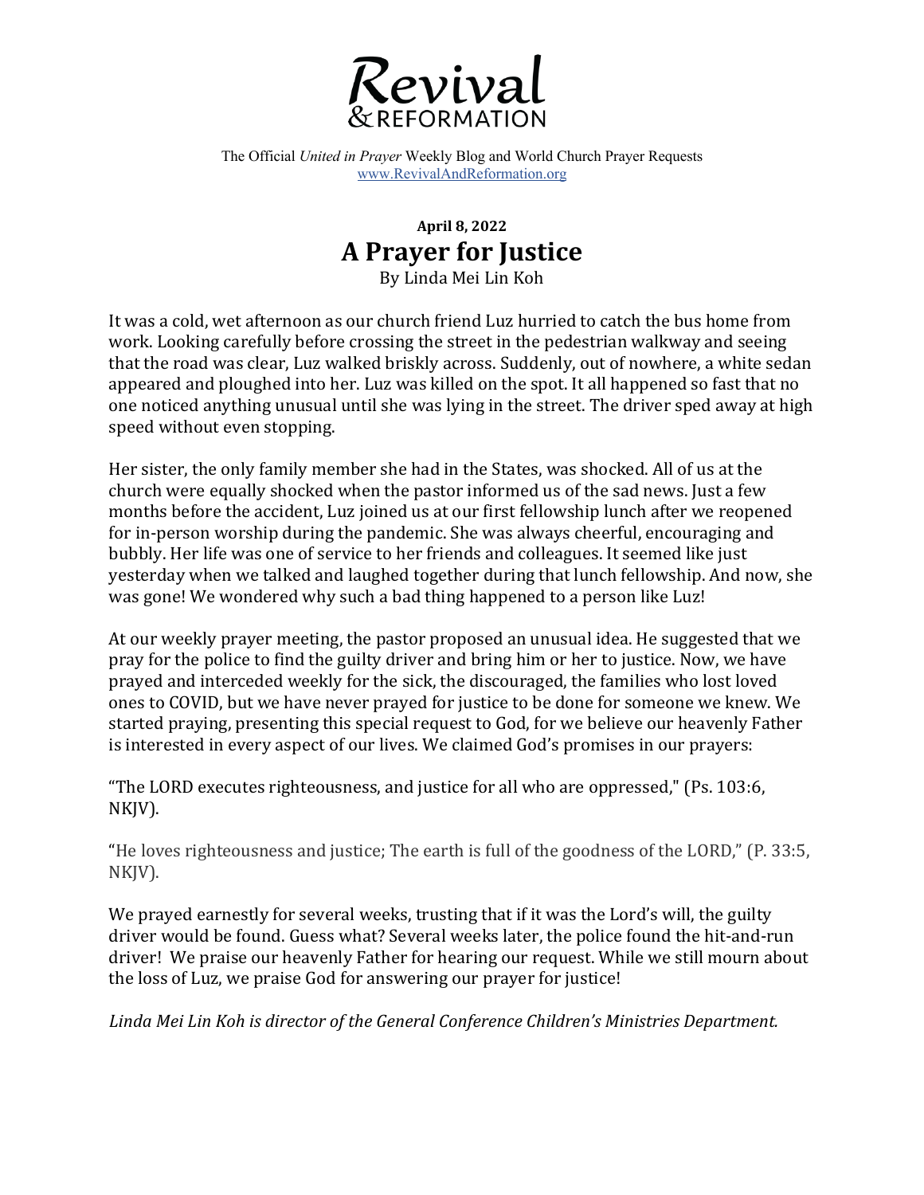# Revival & REFORMATION

The Official *United in Prayer* Weekly Blog and World Church Prayer Requests
www.RevivalAndReformation.org

**April 8, 2022**

## A Prayer for Justice

By Linda Mei Lin Koh

It was a cold, wet afternoon as our church friend Luz hurried to catch the bus home from work. Looking carefully before crossing the street in the pedestrian walkway and seeing that the road was clear, Luz walked briskly across. Suddenly, out of nowhere, a white sedan appeared and ploughed into her. Luz was killed on the spot. It all happened so fast that no one noticed anything unusual until she was lying in the street. The driver sped away at high speed without even stopping.

Her sister, the only family member she had in the States, was shocked. All of us at the church were equally shocked when the pastor informed us of the sad news. Just a few months before the accident, Luz joined us at our first fellowship lunch after we reopened for in-person worship during the pandemic. She was always cheerful, encouraging and bubbly. Her life was one of service to her friends and colleagues. It seemed like just yesterday when we talked and laughed together during that lunch fellowship. And now, she was gone! We wondered why such a bad thing happened to a person like Luz!

At our weekly prayer meeting, the pastor proposed an unusual idea. He suggested that we pray for the police to find the guilty driver and bring him or her to justice. Now, we have prayed and interceded weekly for the sick, the discouraged, the families who lost loved ones to COVID, but we have never prayed for justice to be done for someone we knew. We started praying, presenting this special request to God, for we believe our heavenly Father is interested in every aspect of our lives. We claimed God's promises in our prayers:

"The LORD executes righteousness, and justice for all who are oppressed," (Ps. 103:6, NKJV).

"He loves righteousness and justice; The earth is full of the goodness of the LORD," (P. 33:5, NKJV).

We prayed earnestly for several weeks, trusting that if it was the Lord's will, the guilty driver would be found. Guess what? Several weeks later, the police found the hit-and-run driver! We praise our heavenly Father for hearing our request. While we still mourn about the loss of Luz, we praise God for answering our prayer for justice!

*Linda Mei Lin Koh is director of the General Conference Children's Ministries Department.*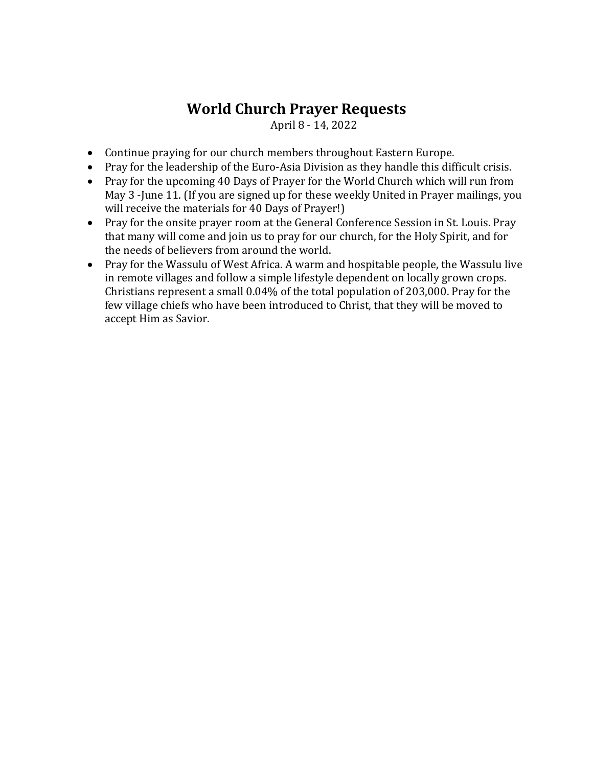## World Church Prayer Requests

April 8 - 14, 2022

- Continue praying for our church members throughout Eastern Europe.
- Pray for the leadership of the Euro-Asia Division as they handle this difficult crisis.
- Pray for the upcoming 40 Days of Prayer for the World Church which will run from May 3 -June 11. (If you are signed up for these weekly United in Prayer mailings, you will receive the materials for 40 Days of Prayer!)
- Pray for the onsite prayer room at the General Conference Session in St. Louis. Pray that many will come and join us to pray for our church, for the Holy Spirit, and for the needs of believers from around the world.
- Pray for the Wassulu of West Africa. A warm and hospitable people, the Wassulu live in remote villages and follow a simple lifestyle dependent on locally grown crops. Christians represent a small 0.04% of the total population of 203,000. Pray for the few village chiefs who have been introduced to Christ, that they will be moved to accept Him as Savior.